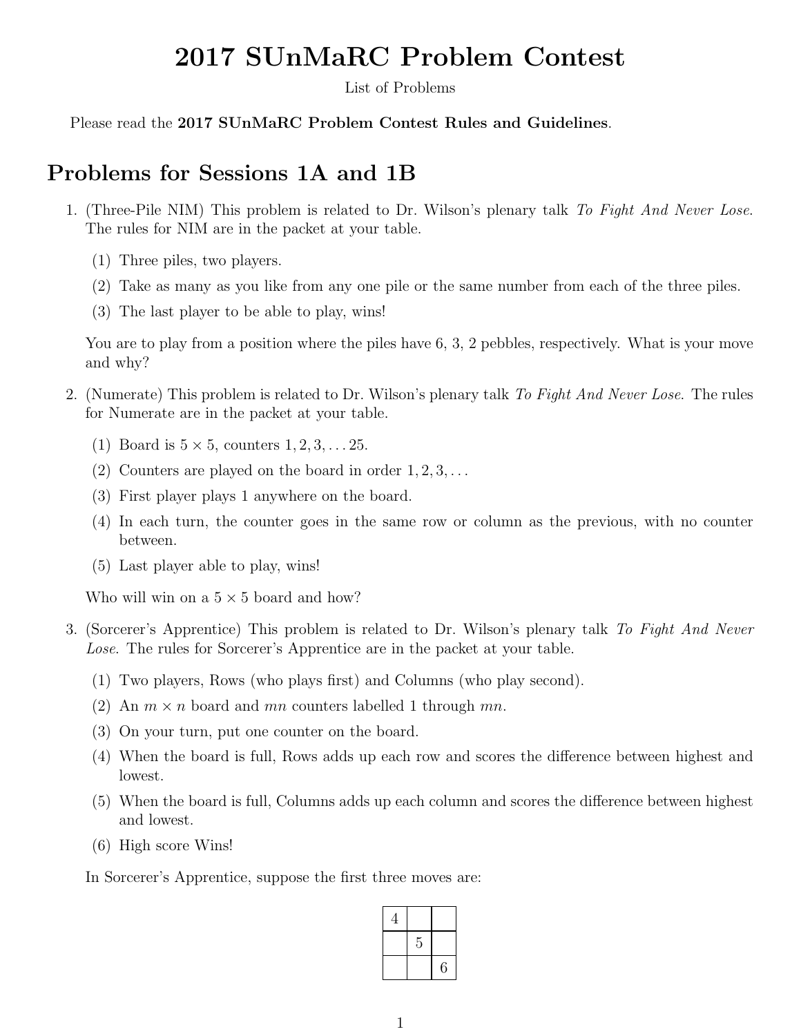# 2017 SUnMaRC Problem Contest

List of Problems

Please read the **2017 SUnMaRC Problem Contest Rules and Guidelines**.

## Problems for Sessions 1A and 1B

1. (Three-Pile NIM) This problem is related to Dr. Wilson's plenary talk *To Fight And Never Lose*. The rules for NIM are in the packet at your table.

   (1) Three piles, two players.

   (2) Take as many as you like from any one pile or the same number from each of the three piles.

   (3) The last player to be able to play, wins!

   You are to play from a position where the piles have 6, 3, 2 pebbles, respectively. What is your move and why?

2. (Numerate) This problem is related to Dr. Wilson's plenary talk *To Fight And Never Lose*. The rules for Numerate are in the packet at your table.

   (1) Board is $5 \times 5$, counters $1, 2, 3, \ldots 25$.

   (2) Counters are played on the board in order $1, 2, 3, \ldots$

   (3) First player plays 1 anywhere on the board.

   (4) In each turn, the counter goes in the same row or column as the previous, with no counter between.

   (5) Last player able to play, wins!

   Who will win on a $5 \times 5$ board and how?

3. (Sorcerer's Apprentice) This problem is related to Dr. Wilson's plenary talk *To Fight And Never Lose*. The rules for Sorcerer's Apprentice are in the packet at your table.

   (1) Two players, Rows (who plays first) and Columns (who play second).

   (2) An $m \times n$ board and $mn$ counters labelled 1 through $mn$.

   (3) On your turn, put one counter on the board.

   (4) When the board is full, Rows adds up each row and scores the difference between highest and lowest.

   (5) When the board is full, Columns adds up each column and scores the difference between highest and lowest.

   (6) High score Wins!

   In Sorcerer's Apprentice, suppose the first three moves are:

| | | |
|---|---|---|
| 4 | | |
| | 5 | |
| | | 6 |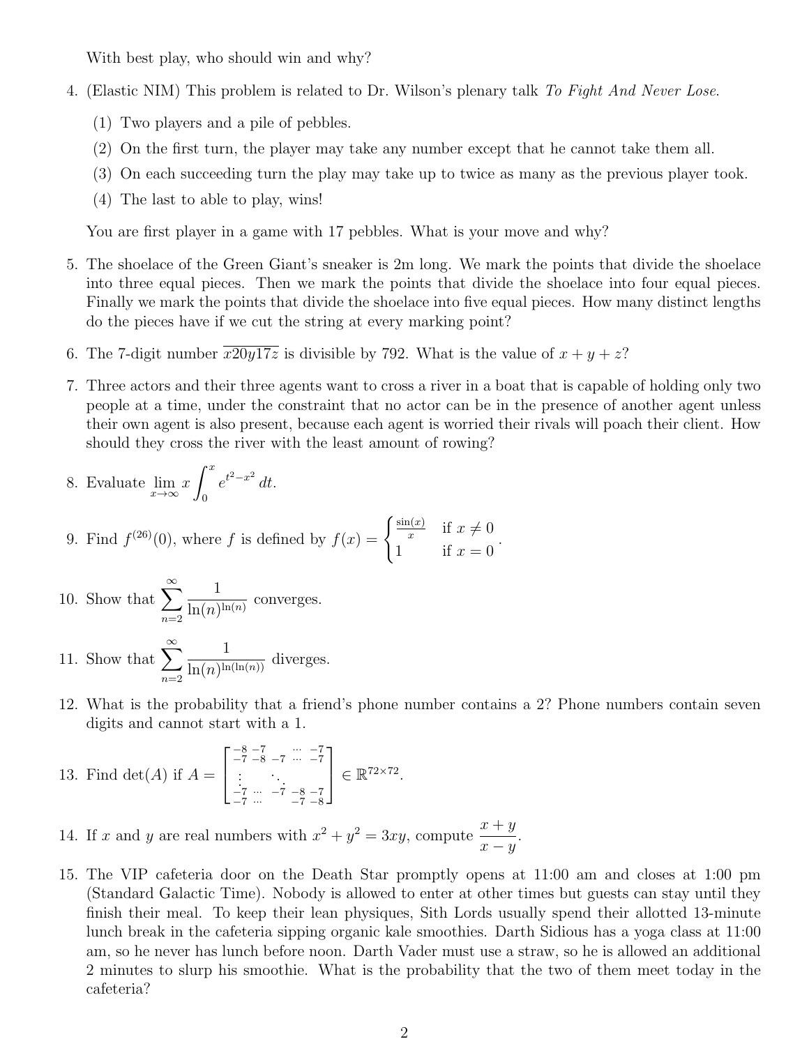With best play, who should win and why?

4. (Elastic NIM) This problem is related to Dr. Wilson's plenary talk *To Fight And Never Lose*.

   (1) Two players and a pile of pebbles.

   (2) On the first turn, the player may take any number except that he cannot take them all.

   (3) On each succeeding turn the play may take up to twice as many as the previous player took.

   (4) The last to able to play, wins!

   You are first player in a game with 17 pebbles. What is your move and why?

5. The shoelace of the Green Giant's sneaker is 2m long. We mark the points that divide the shoelace into three equal pieces. Then we mark the points that divide the shoelace into four equal pieces. Finally we mark the points that divide the shoelace into five equal pieces. How many distinct lengths do the pieces have if we cut the string at every marking point?

6. The 7-digit number $\overline{x20y17z}$ is divisible by 792. What is the value of $x + y + z$?

7. Three actors and their three agents want to cross a river in a boat that is capable of holding only two people at a time, under the constraint that no actor can be in the presence of another agent unless their own agent is also present, because each agent is worried their rivals will poach their client. How should they cross the river with the least amount of rowing?

8. Evaluate $\lim_{x\to\infty} x \int_0^x e^{t^2-x^2}\, dt$.

9. Find $f^{(26)}(0)$, where $f$ is defined by $f(x) = \begin{cases} \frac{\sin(x)}{x} & \text{if } x \neq 0 \\ 1 & \text{if } x = 0 \end{cases}$.

10. Show that $\displaystyle\sum_{n=2}^{\infty} \frac{1}{\ln(n)^{\ln(n)}}$ converges.

11. Show that $\displaystyle\sum_{n=2}^{\infty} \frac{1}{\ln(n)^{\ln(\ln(n))}}$ diverges.

12. What is the probability that a friend's phone number contains a 2? Phone numbers contain seven digits and cannot start with a 1.

13. Find $\det(A)$ if $A = \begin{bmatrix} -8 & -7 & & \cdots & -7 \\ -7 & -8 & -7 & \cdots & -7 \\ \vdots & & \ddots & & \vdots \\ -7 & \cdots & -7 & -8 & -7 \\ -7 & \cdots & & -7 & -8 \end{bmatrix} \in \mathbb{R}^{72\times 72}$.

14. If $x$ and $y$ are real numbers with $x^2 + y^2 = 3xy$, compute $\dfrac{x+y}{x-y}$.

15. The VIP cafeteria door on the Death Star promptly opens at 11:00 am and closes at 1:00 pm (Standard Galactic Time). Nobody is allowed to enter at other times but guests can stay until they finish their meal. To keep their lean physiques, Sith Lords usually spend their allotted 13-minute lunch break in the cafeteria sipping organic kale smoothies. Darth Sidious has a yoga class at 11:00 am, so he never has lunch before noon. Darth Vader must use a straw, so he is allowed an additional 2 minutes to slurp his smoothie. What is the probability that the two of them meet today in the cafeteria?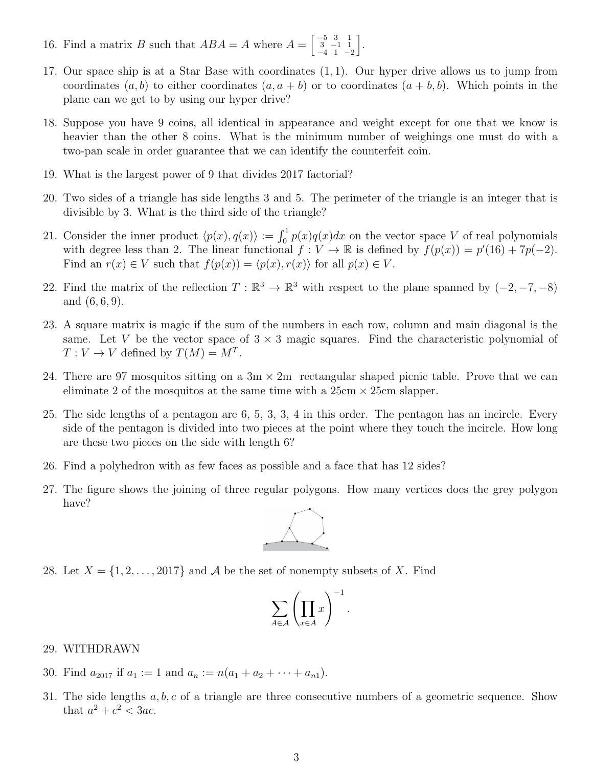16. Find a matrix $B$ such that $ABA = A$ where $A = \begin{bmatrix} -5 & 3 & 1 \\ 3 & -1 & 1 \\ -4 & 1 & -2 \end{bmatrix}$.

17. Our space ship is at a Star Base with coordinates $(1, 1)$. Our hyper drive allows us to jump from coordinates $(a, b)$ to either coordinates $(a, a + b)$ or to coordinates $(a + b, b)$. Which points in the plane can we get to by using our hyper drive?

18. Suppose you have 9 coins, all identical in appearance and weight except for one that we know is heavier than the other 8 coins. What is the minimum number of weighings one must do with a two-pan scale in order guarantee that we can identify the counterfeit coin.

19. What is the largest power of 9 that divides 2017 factorial?

20. Two sides of a triangle has side lengths 3 and 5. The perimeter of the triangle is an integer that is divisible by 3. What is the third side of the triangle?

21. Consider the inner product $\langle p(x), q(x)\rangle := \int_0^1 p(x)q(x)dx$ on the vector space $V$ of real polynomials with degree less than 2. The linear functional $f : V \to \mathbb{R}$ is defined by $f(p(x)) = p'(16) + 7p(-2)$. Find an $r(x) \in V$ such that $f(p(x)) = \langle p(x), r(x)\rangle$ for all $p(x) \in V$.

22. Find the matrix of the reflection $T : \mathbb{R}^3 \to \mathbb{R}^3$ with respect to the plane spanned by $(-2, -7, -8)$ and $(6, 6, 9)$.

23. A square matrix is magic if the sum of the numbers in each row, column and main diagonal is the same. Let $V$ be the vector space of $3 \times 3$ magic squares. Find the characteristic polynomial of $T : V \to V$ defined by $T(M) = M^T$.

24. There are 97 mosquitos sitting on a 3m × 2m rectangular shaped picnic table. Prove that we can eliminate 2 of the mosquitos at the same time with a 25cm × 25cm slapper.

25. The side lengths of a pentagon are 6, 5, 3, 3, 4 in this order. The pentagon has an incircle. Every side of the pentagon is divided into two pieces at the point where they touch the incircle. How long are these two pieces on the side with length 6?

26. Find a polyhedron with as few faces as possible and a face that has 12 sides?

27. The figure shows the joining of three regular polygons. How many vertices does the grey polygon have?

28. Let $X = \{1, 2, \ldots, 2017\}$ and $\mathcal{A}$ be the set of nonempty subsets of $X$. Find

$$\sum_{A \in \mathcal{A}} \left( \prod_{x \in A} x \right)^{-1}.$$

29. WITHDRAWN

30. Find $a_{2017}$ if $a_1 := 1$ and $a_n := n(a_1 + a_2 + \cdots + a_{n1})$.

31. The side lengths $a, b, c$ of a triangle are three consecutive numbers of a geometric sequence. Show that $a^2 + c^2 < 3ac$.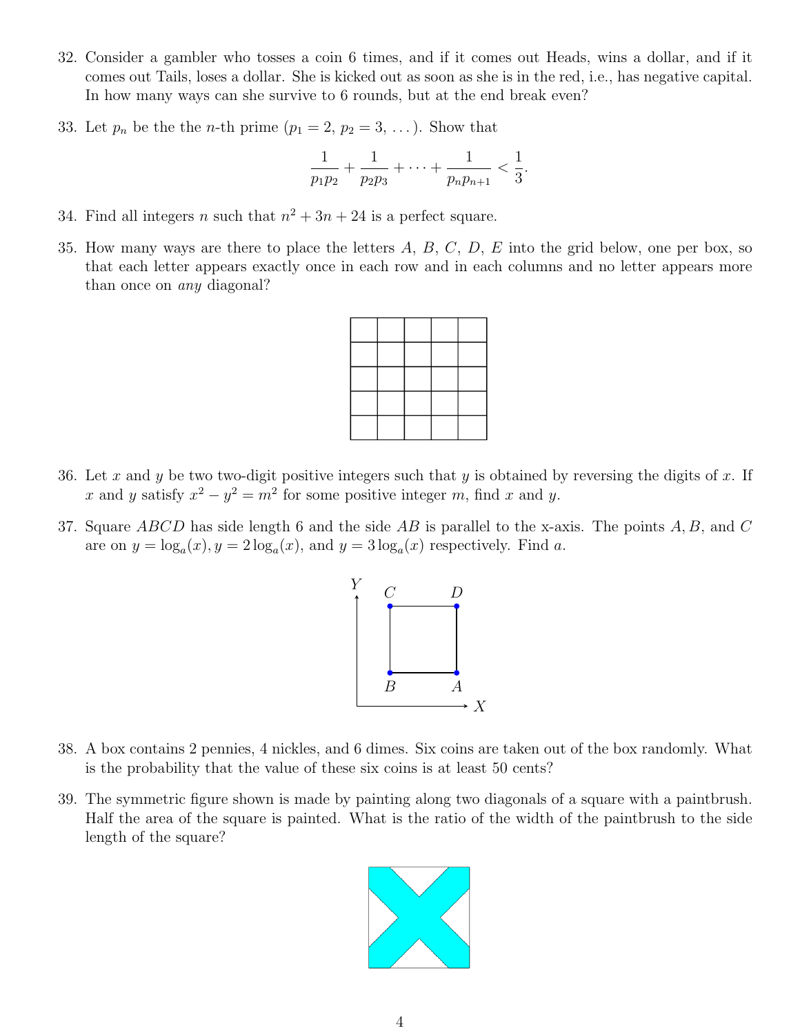32. Consider a gambler who tosses a coin 6 times, and if it comes out Heads, wins a dollar, and if it comes out Tails, loses a dollar. She is kicked out as soon as she is in the red, i.e., has negative capital. In how many ways can she survive to 6 rounds, but at the end break even?

33. Let $p_n$ be the the $n$-th prime ($p_1 = 2$, $p_2 = 3$, $\ldots$). Show that

$$\frac{1}{p_1 p_2} + \frac{1}{p_2 p_3} + \cdots + \frac{1}{p_n p_{n+1}} < \frac{1}{3}.$$

34. Find all integers $n$ such that $n^2 + 3n + 24$ is a perfect square.

35. How many ways are there to place the letters $A$, $B$, $C$, $D$, $E$ into the grid below, one per box, so that each letter appears exactly once in each row and in each columns and no letter appears more than once on *any* diagonal?

| | | | | |
|---|---|---|---|---|
| | | | | |
| | | | | |
| | | | | |
| | | | | |

36. Let $x$ and $y$ be two two-digit positive integers such that $y$ is obtained by reversing the digits of $x$. If $x$ and $y$ satisfy $x^2 - y^2 = m^2$ for some positive integer $m$, find $x$ and $y$.

37. Square $ABCD$ has side length 6 and the side $AB$ is parallel to the x-axis. The points $A, B$, and $C$ are on $y = \log_a(x)$, $y = 2\log_a(x)$, and $y = 3\log_a(x)$ respectively. Find $a$.

38. A box contains 2 pennies, 4 nickles, and 6 dimes. Six coins are taken out of the box randomly. What is the probability that the value of these six coins is at least 50 cents?

39. The symmetric figure shown is made by painting along two diagonals of a square with a paintbrush. Half the area of the square is painted. What is the ratio of the width of the paintbrush to the side length of the square?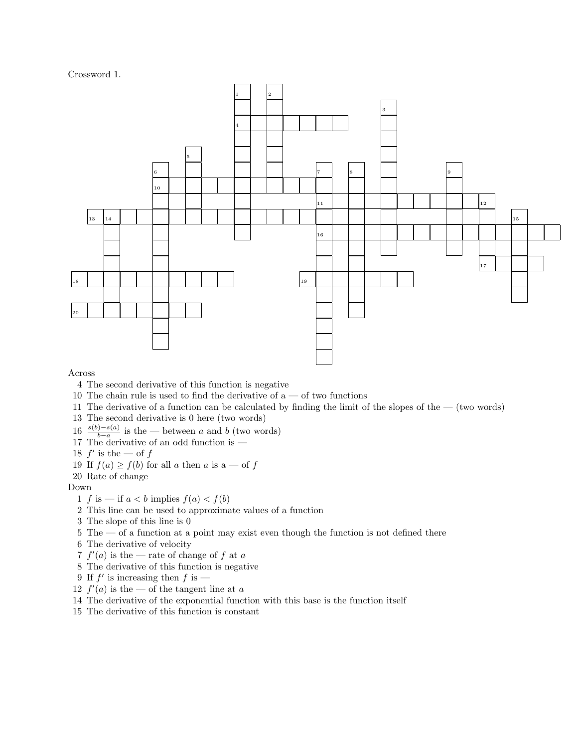Crossword 1.

Across

4 The second derivative of this function is negative

10 The chain rule is used to find the derivative of a — of two functions

11 The derivative of a function can be calculated by finding the limit of the slopes of the — (two words)

13 The second derivative is 0 here (two words)

16 $\frac{s(b)-s(a)}{b-a}$ is the — between $a$ and $b$ (two words)

17 The derivative of an odd function is —

18 $f'$ is the — of $f$

19 If $f(a) \geq f(b)$ for all $a$ then $a$ is a — of $f$

20 Rate of change

Down

1 $f$ is — if $a < b$ implies $f(a) < f(b)$

2 This line can be used to approximate values of a function

3 The slope of this line is 0

5 The — of a function at a point may exist even though the function is not defined there

6 The derivative of velocity

7 $f'(a)$ is the — rate of change of $f$ at $a$

8 The derivative of this function is negative

9 If $f'$ is increasing then $f$ is —

12 $f'(a)$ is the — of the tangent line at $a$

14 The derivative of the exponential function with this base is the function itself

15 The derivative of this function is constant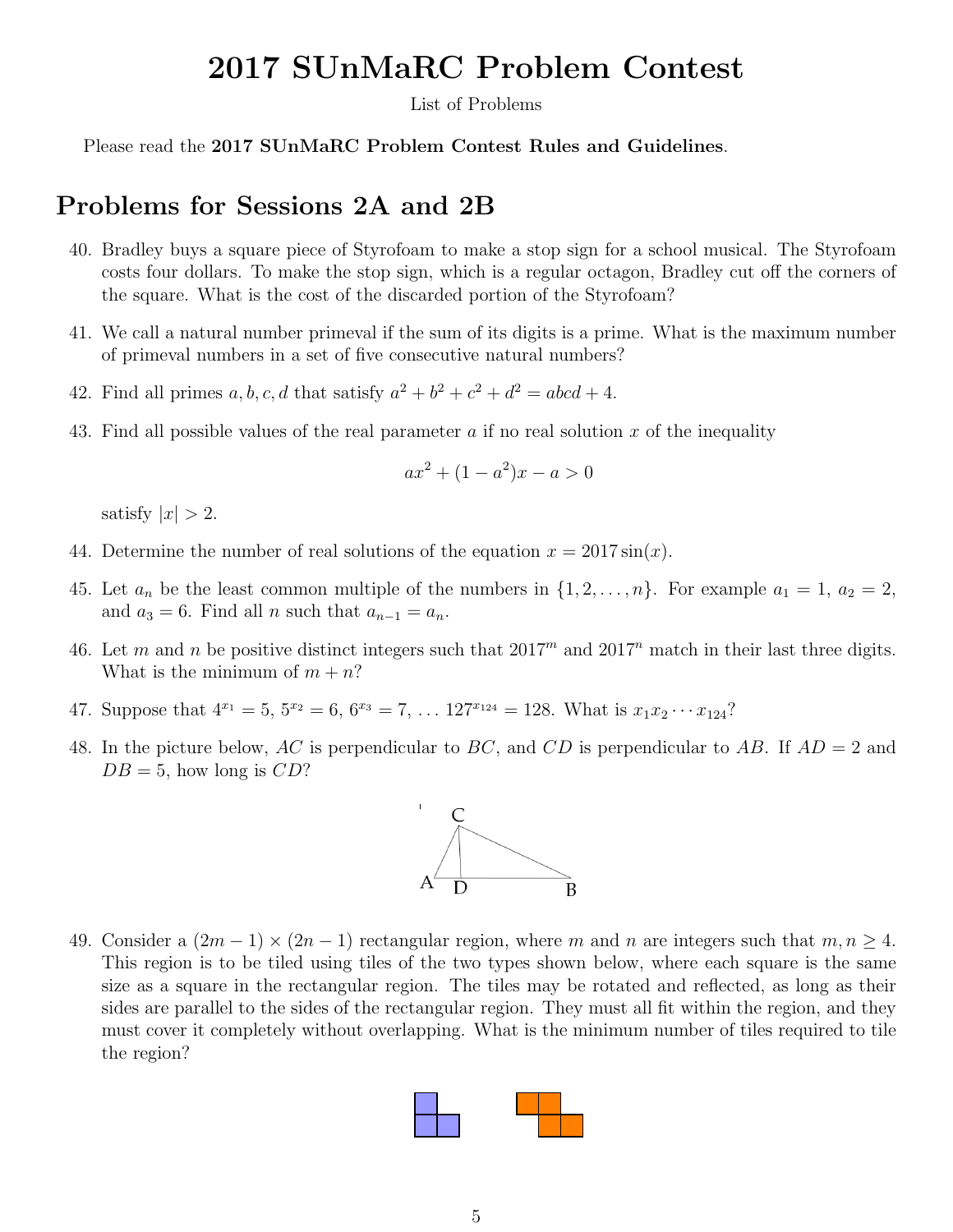# 2017 SUnMaRC Problem Contest

List of Problems

Please read the **2017 SUnMaRC Problem Contest Rules and Guidelines**.

## Problems for Sessions 2A and 2B

40. Bradley buys a square piece of Styrofoam to make a stop sign for a school musical. The Styrofoam costs four dollars. To make the stop sign, which is a regular octagon, Bradley cut off the corners of the square. What is the cost of the discarded portion of the Styrofoam?

41. We call a natural number primeval if the sum of its digits is a prime. What is the maximum number of primeval numbers in a set of five consecutive natural numbers?

42. Find all primes $a, b, c, d$ that satisfy $a^2 + b^2 + c^2 + d^2 = abcd + 4$.

43. Find all possible values of the real parameter $a$ if no real solution $x$ of the inequality

$$ax^2 + (1 - a^2)x - a > 0$$

satisfy $|x| > 2$.

44. Determine the number of real solutions of the equation $x = 2017\sin(x)$.

45. Let $a_n$ be the least common multiple of the numbers in $\{1, 2, \ldots, n\}$. For example $a_1 = 1$, $a_2 = 2$, and $a_3 = 6$. Find all $n$ such that $a_{n-1} = a_n$.

46. Let $m$ and $n$ be positive distinct integers such that $2017^m$ and $2017^n$ match in their last three digits. What is the minimum of $m + n$?

47. Suppose that $4^{x_1} = 5$, $5^{x_2} = 6$, $6^{x_3} = 7$, $\ldots$ $127^{x_{124}} = 128$. What is $x_1 x_2 \cdots x_{124}$?

48. In the picture below, $AC$ is perpendicular to $BC$, and $CD$ is perpendicular to $AB$. If $AD = 2$ and $DB = 5$, how long is $CD$?

49. Consider a $(2m - 1) \times (2n - 1)$ rectangular region, where $m$ and $n$ are integers such that $m, n \geq 4$. This region is to be tiled using tiles of the two types shown below, where each square is the same size as a square in the rectangular region. The tiles may be rotated and reflected, as long as their sides are parallel to the sides of the rectangular region. They must all fit within the region, and they must cover it completely without overlapping. What is the minimum number of tiles required to tile the region?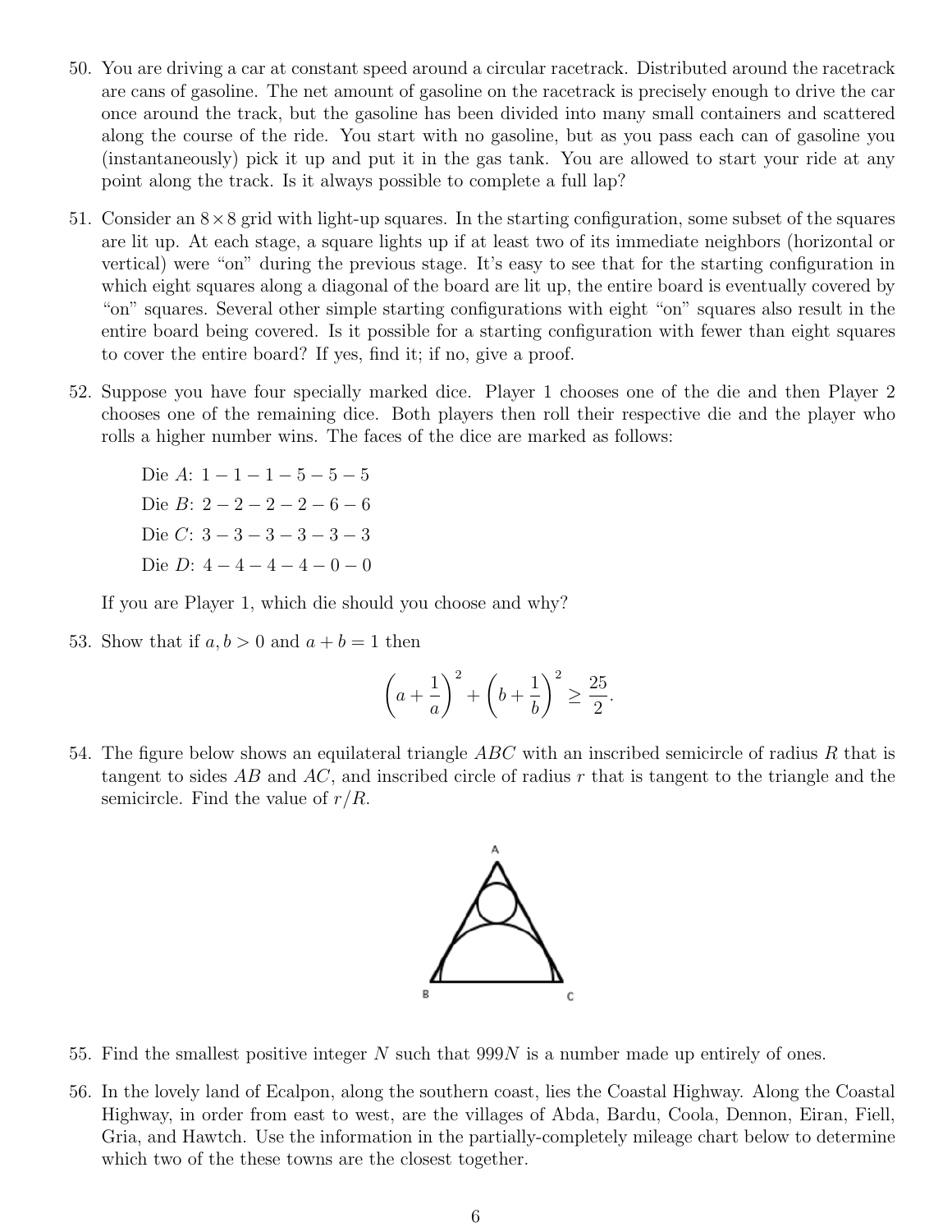50. You are driving a car at constant speed around a circular racetrack. Distributed around the racetrack are cans of gasoline. The net amount of gasoline on the racetrack is precisely enough to drive the car once around the track, but the gasoline has been divided into many small containers and scattered along the course of the ride. You start with no gasoline, but as you pass each can of gasoline you (instantaneously) pick it up and put it in the gas tank. You are allowed to start your ride at any point along the track. Is it always possible to complete a full lap?

51. Consider an $8 \times 8$ grid with light-up squares. In the starting configuration, some subset of the squares are lit up. At each stage, a square lights up if at least two of its immediate neighbors (horizontal or vertical) were "on" during the previous stage. It's easy to see that for the starting configuration in which eight squares along a diagonal of the board are lit up, the entire board is eventually covered by "on" squares. Several other simple starting configurations with eight "on" squares also result in the entire board being covered. Is it possible for a starting configuration with fewer than eight squares to cover the entire board? If yes, find it; if no, give a proof.

52. Suppose you have four specially marked dice. Player 1 chooses one of the die and then Player 2 chooses one of the remaining dice. Both players then roll their respective die and the player who rolls a higher number wins. The faces of the dice are marked as follows:

    Die $A$: $1 - 1 - 1 - 5 - 5 - 5$

    Die $B$: $2 - 2 - 2 - 2 - 6 - 6$

    Die $C$: $3 - 3 - 3 - 3 - 3 - 3$

    Die $D$: $4 - 4 - 4 - 4 - 0 - 0$

    If you are Player 1, which die should you choose and why?

53. Show that if $a, b > 0$ and $a + b = 1$ then

$$\left(a + \frac{1}{a}\right)^2 + \left(b + \frac{1}{b}\right)^2 \geq \frac{25}{2}.$$

54. The figure below shows an equilateral triangle $ABC$ with an inscribed semicircle of radius $R$ that is tangent to sides $AB$ and $AC$, and inscribed circle of radius $r$ that is tangent to the triangle and the semicircle. Find the value of $r/R$.

55. Find the smallest positive integer $N$ such that $999N$ is a number made up entirely of ones.

56. In the lovely land of Ecalpon, along the southern coast, lies the Coastal Highway. Along the Coastal Highway, in order from east to west, are the villages of Abda, Bardu, Coola, Dennon, Eiran, Fiell, Gria, and Hawtch. Use the information in the partially-completely mileage chart below to determine which two of the these towns are the closest together.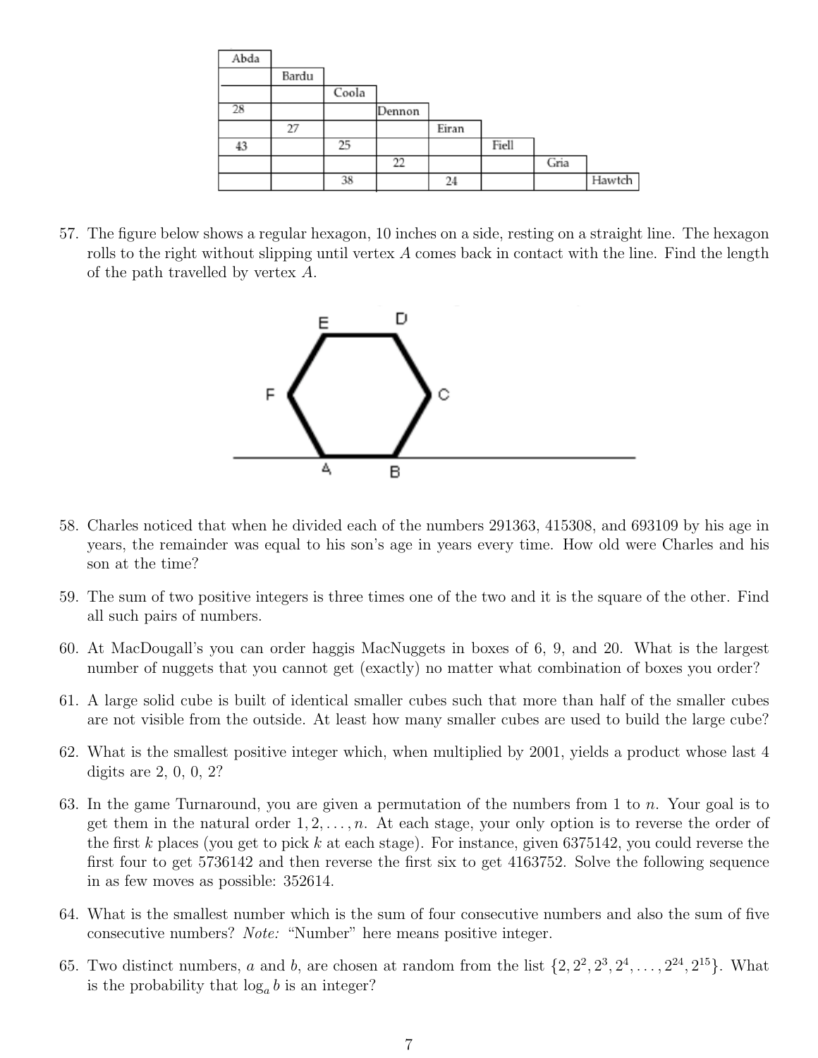| Abda | | | | | | | |
|---|---|---|---|---|---|---|---|
| | Bardu | | | | | | |
| | | Coola | | | | | |
| 28 | | | Dennon | | | | |
| | 27 | | | Eiran | | | |
| 43 | | 25 | | | Fiell | | |
| | | | 22 | | | Gria | |
| | | 38 | | 24 | | | Hawtch |

57. The figure below shows a regular hexagon, 10 inches on a side, resting on a straight line. The hexagon rolls to the right without slipping until vertex $A$ comes back in contact with the line. Find the length of the path travelled by vertex $A$.

58. Charles noticed that when he divided each of the numbers 291363, 415308, and 693109 by his age in years, the remainder was equal to his son's age in years every time. How old were Charles and his son at the time?

59. The sum of two positive integers is three times one of the two and it is the square of the other. Find all such pairs of numbers.

60. At MacDougall's you can order haggis MacNuggets in boxes of 6, 9, and 20. What is the largest number of nuggets that you cannot get (exactly) no matter what combination of boxes you order?

61. A large solid cube is built of identical smaller cubes such that more than half of the smaller cubes are not visible from the outside. At least how many smaller cubes are used to build the large cube?

62. What is the smallest positive integer which, when multiplied by 2001, yields a product whose last 4 digits are 2, 0, 0, 2?

63. In the game Turnaround, you are given a permutation of the numbers from 1 to $n$. Your goal is to get them in the natural order $1, 2, \ldots, n$. At each stage, your only option is to reverse the order of the first $k$ places (you get to pick $k$ at each stage). For instance, given 6375142, you could reverse the first four to get 5736142 and then reverse the first six to get 4163752. Solve the following sequence in as few moves as possible: 352614.

64. What is the smallest number which is the sum of four consecutive numbers and also the sum of five consecutive numbers? *Note:* "Number" here means positive integer.

65. Two distinct numbers, $a$ and $b$, are chosen at random from the list $\{2, 2^2, 2^3, 2^4, \ldots, 2^{24}, 2^{15}\}$. What is the probability that $\log_a b$ is an integer?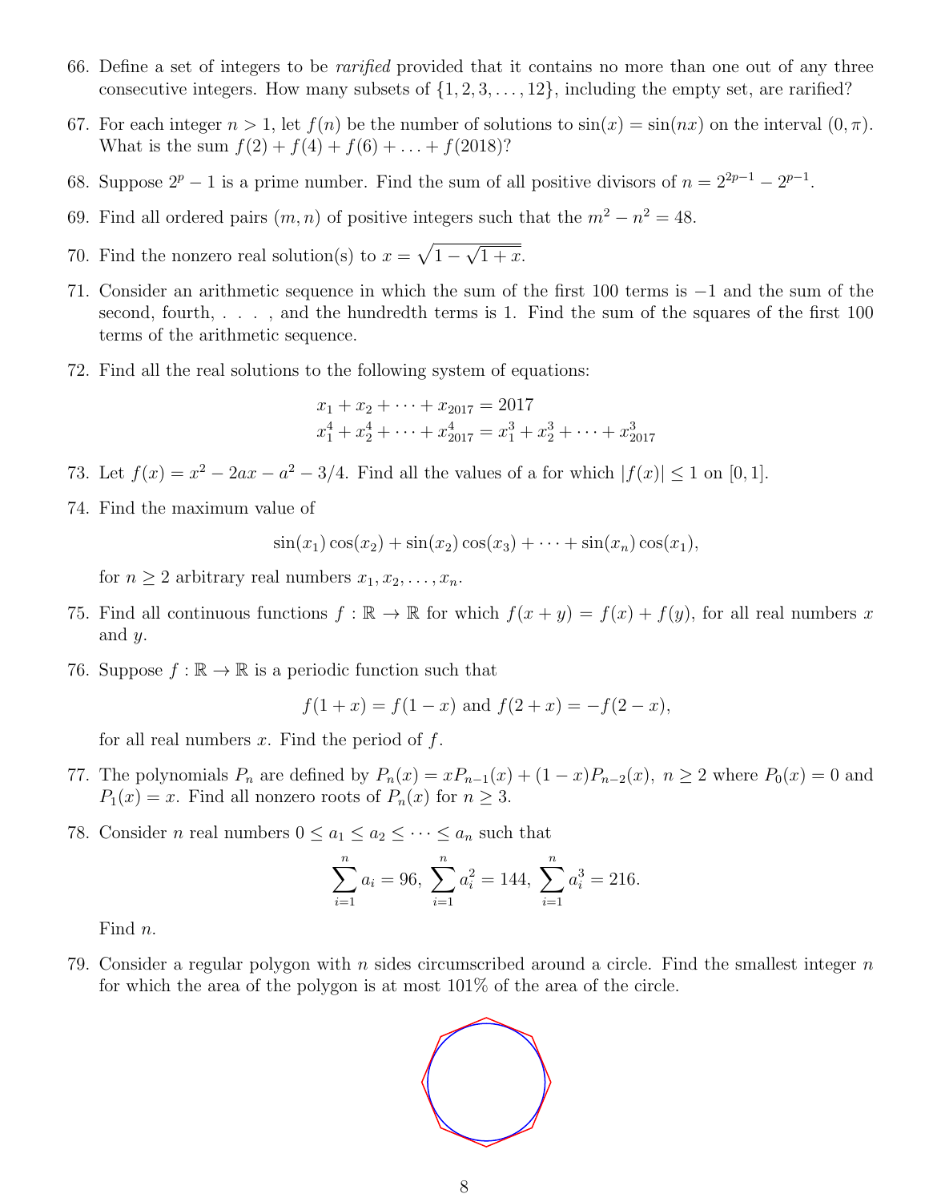66. Define a set of integers to be *rarified* provided that it contains no more than one out of any three consecutive integers. How many subsets of $\{1, 2, 3, \ldots, 12\}$, including the empty set, are rarified?

67. For each integer $n > 1$, let $f(n)$ be the number of solutions to $\sin(x) = \sin(nx)$ on the interval $(0, \pi)$. What is the sum $f(2) + f(4) + f(6) + \ldots + f(2018)$?

68. Suppose $2^p - 1$ is a prime number. Find the sum of all positive divisors of $n = 2^{2p-1} - 2^{p-1}$.

69. Find all ordered pairs $(m, n)$ of positive integers such that the $m^2 - n^2 = 48$.

70. Find the nonzero real solution(s) to $x = \sqrt{1 - \sqrt{1 + x}}$.

71. Consider an arithmetic sequence in which the sum of the first 100 terms is $-1$ and the sum of the second, fourth, . . . , and the hundredth terms is 1. Find the sum of the squares of the first 100 terms of the arithmetic sequence.

72. Find all the real solutions to the following system of equations:

$$x_1 + x_2 + \cdots + x_{2017} = 2017$$
$$x_1^4 + x_2^4 + \cdots + x_{2017}^4 = x_1^3 + x_2^3 + \cdots + x_{2017}^3$$

73. Let $f(x) = x^2 - 2ax - a^2 - 3/4$. Find all the values of a for which $|f(x)| \leq 1$ on $[0, 1]$.

74. Find the maximum value of

$$\sin(x_1)\cos(x_2) + \sin(x_2)\cos(x_3) + \cdots + \sin(x_n)\cos(x_1),$$

for $n \geq 2$ arbitrary real numbers $x_1, x_2, \ldots, x_n$.

75. Find all continuous functions $f : \mathbb{R} \to \mathbb{R}$ for which $f(x + y) = f(x) + f(y)$, for all real numbers $x$ and $y$.

76. Suppose $f : \mathbb{R} \to \mathbb{R}$ is a periodic function such that

$$f(1 + x) = f(1 - x) \text{ and } f(2 + x) = -f(2 - x),$$

for all real numbers $x$. Find the period of $f$.

77. The polynomials $P_n$ are defined by $P_n(x) = xP_{n-1}(x) + (1 - x)P_{n-2}(x)$, $n \geq 2$ where $P_0(x) = 0$ and $P_1(x) = x$. Find all nonzero roots of $P_n(x)$ for $n \geq 3$.

78. Consider $n$ real numbers $0 \leq a_1 \leq a_2 \leq \cdots \leq a_n$ such that

$$\sum_{i=1}^{n} a_i = 96, \; \sum_{i=1}^{n} a_i^2 = 144, \; \sum_{i=1}^{n} a_i^3 = 216.$$

Find $n$.

79. Consider a regular polygon with $n$ sides circumscribed around a circle. Find the smallest integer $n$ for which the area of the polygon is at most 101% of the area of the circle.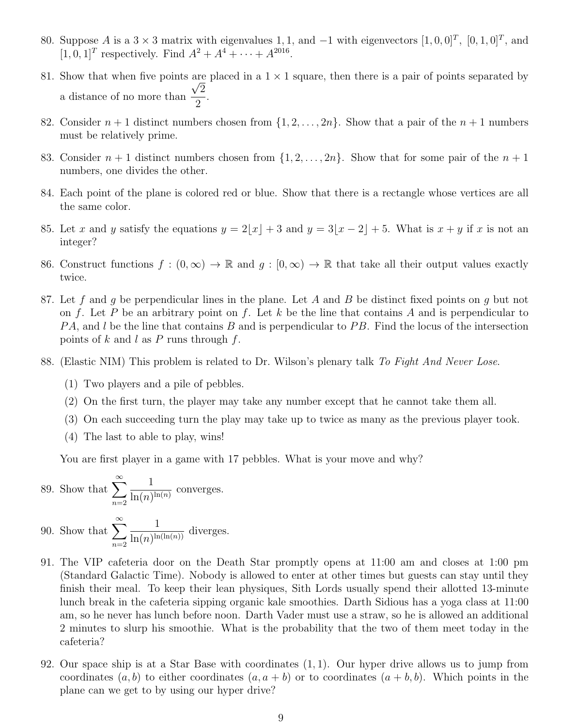80. Suppose $A$ is a $3 \times 3$ matrix with eigenvalues 1, 1, and $-1$ with eigenvectors $[1, 0, 0]^T$, $[0, 1, 0]^T$, and $[1, 0, 1]^T$ respectively. Find $A^2 + A^4 + \cdots + A^{2016}$.

81. Show that when five points are placed in a $1 \times 1$ square, then there is a pair of points separated by a distance of no more than $\dfrac{\sqrt{2}}{2}$.

82. Consider $n + 1$ distinct numbers chosen from $\{1, 2, \ldots, 2n\}$. Show that a pair of the $n + 1$ numbers must be relatively prime.

83. Consider $n + 1$ distinct numbers chosen from $\{1, 2, \ldots, 2n\}$. Show that for some pair of the $n + 1$ numbers, one divides the other.

84. Each point of the plane is colored red or blue. Show that there is a rectangle whose vertices are all the same color.

85. Let $x$ and $y$ satisfy the equations $y = 2\lfloor x \rfloor + 3$ and $y = 3\lfloor x - 2 \rfloor + 5$. What is $x + y$ if $x$ is not an integer?

86. Construct functions $f : (0, \infty) \to \mathbb{R}$ and $g : [0, \infty) \to \mathbb{R}$ that take all their output values exactly twice.

87. Let $f$ and $g$ be perpendicular lines in the plane. Let $A$ and $B$ be distinct fixed points on $g$ but not on $f$. Let $P$ be an arbitrary point on $f$. Let $k$ be the line that contains $A$ and is perpendicular to $PA$, and $l$ be the line that contains $B$ and is perpendicular to $PB$. Find the locus of the intersection points of $k$ and $l$ as $P$ runs through $f$.

88. (Elastic NIM) This problem is related to Dr. Wilson's plenary talk *To Fight And Never Lose*.

    (1) Two players and a pile of pebbles.

    (2) On the first turn, the player may take any number except that he cannot take them all.

    (3) On each succeeding turn the play may take up to twice as many as the previous player took.

    (4) The last to able to play, wins!

    You are first player in a game with 17 pebbles. What is your move and why?

89. Show that $\displaystyle\sum_{n=2}^{\infty} \frac{1}{\ln(n)^{\ln(n)}}$ converges.

90. Show that $\displaystyle\sum_{n=2}^{\infty} \frac{1}{\ln(n)^{\ln(\ln(n))}}$ diverges.

91. The VIP cafeteria door on the Death Star promptly opens at 11:00 am and closes at 1:00 pm (Standard Galactic Time). Nobody is allowed to enter at other times but guests can stay until they finish their meal. To keep their lean physiques, Sith Lords usually spend their allotted 13-minute lunch break in the cafeteria sipping organic kale smoothies. Darth Sidious has a yoga class at 11:00 am, so he never has lunch before noon. Darth Vader must use a straw, so he is allowed an additional 2 minutes to slurp his smoothie. What is the probability that the two of them meet today in the cafeteria?

92. Our space ship is at a Star Base with coordinates $(1, 1)$. Our hyper drive allows us to jump from coordinates $(a, b)$ to either coordinates $(a, a + b)$ or to coordinates $(a + b, b)$. Which points in the plane can we get to by using our hyper drive?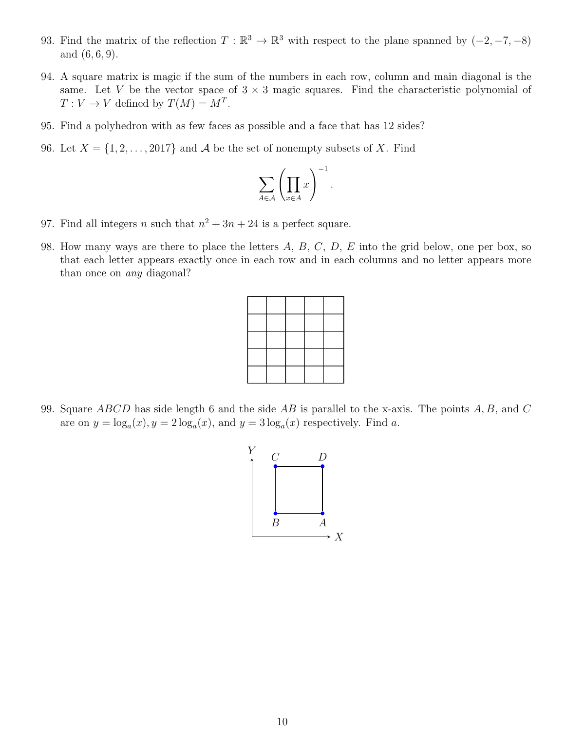93. Find the matrix of the reflection $T : \mathbb{R}^3 \to \mathbb{R}^3$ with respect to the plane spanned by $(-2, -7, -8)$ and $(6, 6, 9)$.

94. A square matrix is magic if the sum of the numbers in each row, column and main diagonal is the same. Let $V$ be the vector space of $3 \times 3$ magic squares. Find the characteristic polynomial of $T : V \to V$ defined by $T(M) = M^T$.

95. Find a polyhedron with as few faces as possible and a face that has 12 sides?

96. Let $X = \{1, 2, \ldots, 2017\}$ and $\mathcal{A}$ be the set of nonempty subsets of $X$. Find

$$\sum_{A \in \mathcal{A}} \left( \prod_{x \in A} x \right)^{-1}.$$

97. Find all integers $n$ such that $n^2 + 3n + 24$ is a perfect square.

98. How many ways are there to place the letters $A$, $B$, $C$, $D$, $E$ into the grid below, one per box, so that each letter appears exactly once in each row and in each columns and no letter appears more than once on *any* diagonal?

| | | | | |
|---|---|---|---|---|
| | | | | |
| | | | | |
| | | | | |
| | | | | |

99. Square $ABCD$ has side length 6 and the side $AB$ is parallel to the x-axis. The points $A, B$, and $C$ are on $y = \log_a(x)$, $y = 2\log_a(x)$, and $y = 3\log_a(x)$ respectively. Find $a$.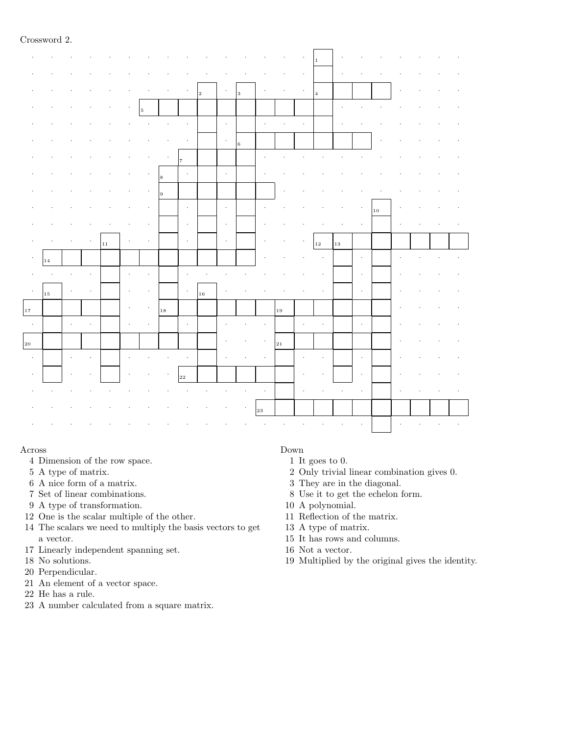Crossword 2.

Across

4 Dimension of the row space.

5 A type of matrix.

6 A nice form of a matrix.

7 Set of linear combinations.

9 A type of transformation.

12 One is the scalar multiple of the other.

14 The scalars we need to multiply the basis vectors to get a vector.

17 Linearly independent spanning set.

18 No solutions.

20 Perpendicular.

21 An element of a vector space.

22 He has a rule.

23 A number calculated from a square matrix.

Down

1 It goes to 0.

2 Only trivial linear combination gives 0.

3 They are in the diagonal.

8 Use it to get the echelon form.

10 A polynomial.

11 Reflection of the matrix.

13 A type of matrix.

15 It has rows and columns.

16 Not a vector.

19 Multiplied by the original gives the identity.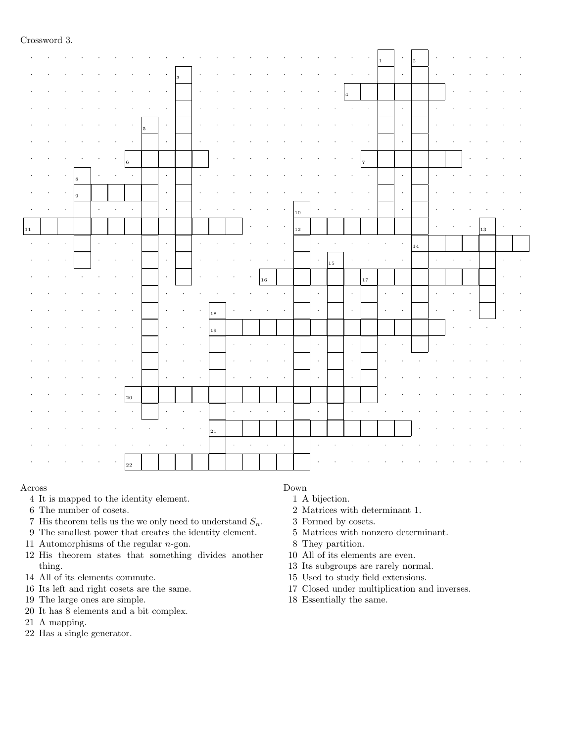Crossword 3.

## Across

4 It is mapped to the identity element.

6 The number of cosets.

7 His theorem tells us the we only need to understand $S_n$.

9 The smallest power that creates the identity element.

11 Automorphisms of the regular $n$-gon.

12 His theorem states that something divides another thing.

14 All of its elements commute.

16 Its left and right cosets are the same.

19 The large ones are simple.

20 It has 8 elements and a bit complex.

21 A mapping.

22 Has a single generator.

## Down

1 A bijection.

2 Matrices with determinant 1.

3 Formed by cosets.

5 Matrices with nonzero determinant.

8 They partition.

10 All of its elements are even.

13 Its subgroups are rarely normal.

15 Used to study field extensions.

17 Closed under multiplication and inverses.

18 Essentially the same.